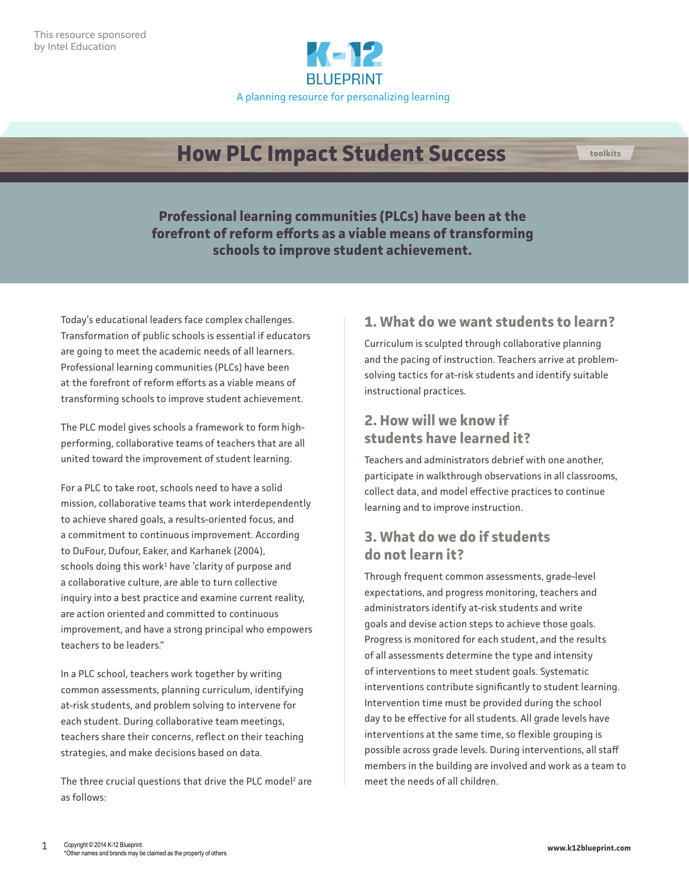This resource sponsored by Intel Education

K-12 BLUEPRINT

A planning resource for personalizing learning

# How PLC Impact Student Success

toolkits

**Professional learning communities (PLCs) have been at the forefront of reform efforts as a viable means of transforming schools to improve student achievement.**

Today's educational leaders face complex challenges. Transformation of public schools is essential if educators are going to meet the academic needs of all learners. Professional learning communities (PLCs) have been at the forefront of reform efforts as a viable means of transforming schools to improve student achievement.

The PLC model gives schools a framework to form high-performing, collaborative teams of teachers that are all united toward the improvement of student learning.

For a PLC to take root, schools need to have a solid mission, collaborative teams that work interdependently to achieve shared goals, a results-oriented focus, and a commitment to continuous improvement. According to DuFour, Dufour, Eaker, and Karhanek (2004), schools doing this work[1] have 'clarity of purpose and a collaborative culture, are able to turn collective inquiry into a best practice and examine current reality, are action oriented and committed to continuous improvement, and have a strong principal who empowers teachers to be leaders."

In a PLC school, teachers work together by writing common assessments, planning curriculum, identifying at-risk students, and problem solving to intervene for each student. During collaborative team meetings, teachers share their concerns, reflect on their teaching strategies, and make decisions based on data.

The three crucial questions that drive the PLC model[2] are as follows:

## 1. What do we want students to learn?

Curriculum is sculpted through collaborative planning and the pacing of instruction. Teachers arrive at problem-solving tactics for at-risk students and identify suitable instructional practices.

## 2. How will we know if students have learned it?

Teachers and administrators debrief with one another, participate in walkthrough observations in all classrooms, collect data, and model effective practices to continue learning and to improve instruction.

## 3. What do we do if students do not learn it?

Through frequent common assessments, grade-level expectations, and progress monitoring, teachers and administrators identify at-risk students and write goals and devise action steps to achieve those goals. Progress is monitored for each student, and the results of all assessments determine the type and intensity of interventions to meet student goals. Systematic interventions contribute significantly to student learning. Intervention time must be provided during the school day to be effective for all students. All grade levels have interventions at the same time, so flexible grouping is possible across grade levels. During interventions, all staff members in the building are involved and work as a team to meet the needs of all children.

Copyright © 2014 K-12 Blueprint.
*Other names and brands may be claimed as the property of others

www.k12blueprint.com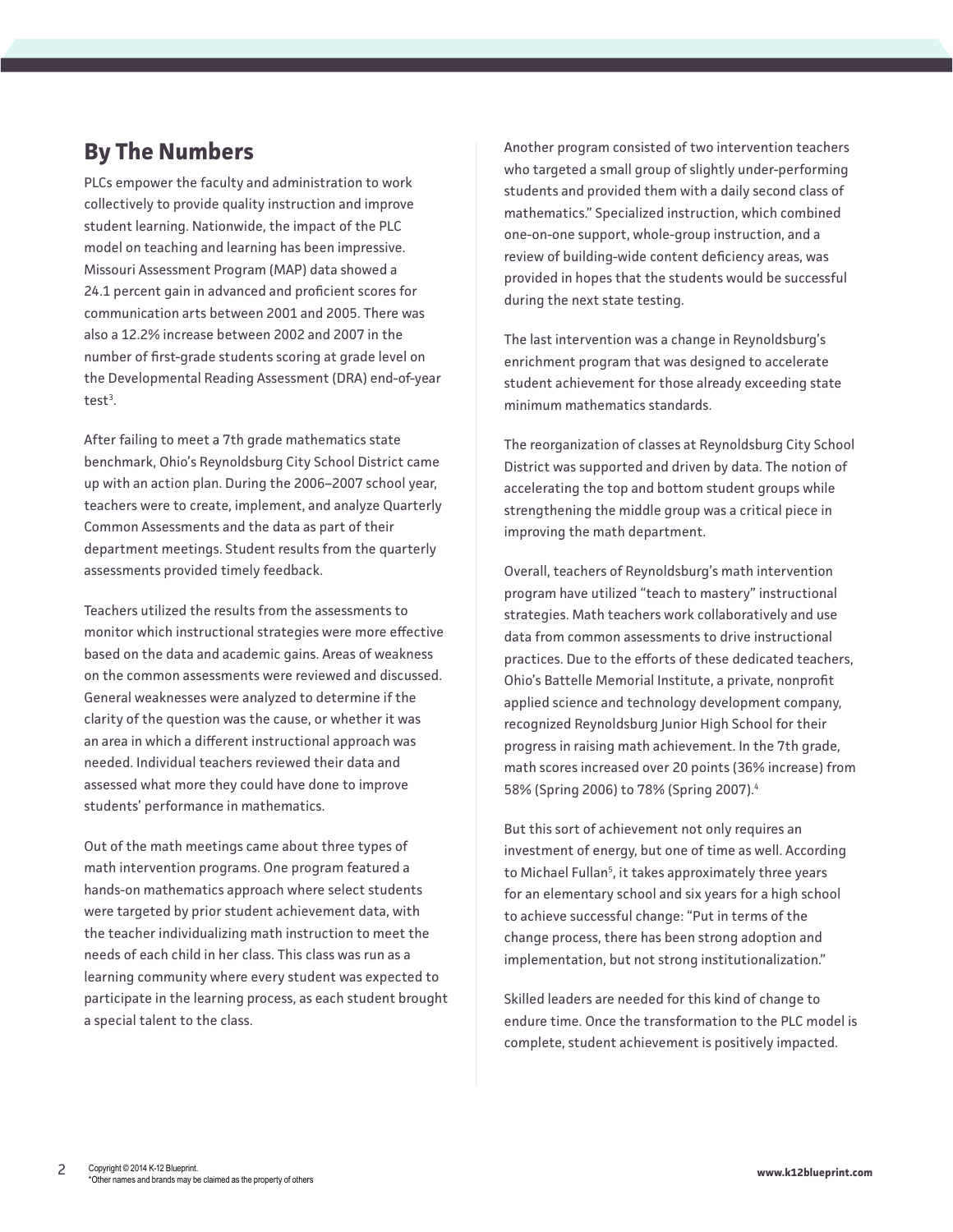## By The Numbers

PLCs empower the faculty and administration to work collectively to provide quality instruction and improve student learning. Nationwide, the impact of the PLC model on teaching and learning has been impressive. Missouri Assessment Program (MAP) data showed a 24.1 percent gain in advanced and proficient scores for communication arts between 2001 and 2005. There was also a 12.2% increase between 2002 and 2007 in the number of first-grade students scoring at grade level on the Developmental Reading Assessment (DRA) end-of-year test[3].

After failing to meet a 7th grade mathematics state benchmark, Ohio's Reynoldsburg City School District came up with an action plan. During the 2006–2007 school year, teachers were to create, implement, and analyze Quarterly Common Assessments and the data as part of their department meetings. Student results from the quarterly assessments provided timely feedback.

Teachers utilized the results from the assessments to monitor which instructional strategies were more effective based on the data and academic gains. Areas of weakness on the common assessments were reviewed and discussed. General weaknesses were analyzed to determine if the clarity of the question was the cause, or whether it was an area in which a different instructional approach was needed. Individual teachers reviewed their data and assessed what more they could have done to improve students' performance in mathematics.

Out of the math meetings came about three types of math intervention programs. One program featured a hands-on mathematics approach where select students were targeted by prior student achievement data, with the teacher individualizing math instruction to meet the needs of each child in her class. This class was run as a learning community where every student was expected to participate in the learning process, as each student brought a special talent to the class.

Another program consisted of two intervention teachers who targeted a small group of slightly under-performing students and provided them with a daily second class of mathematics." Specialized instruction, which combined one-on-one support, whole-group instruction, and a review of building-wide content deficiency areas, was provided in hopes that the students would be successful during the next state testing.

The last intervention was a change in Reynoldsburg's enrichment program that was designed to accelerate student achievement for those already exceeding state minimum mathematics standards.

The reorganization of classes at Reynoldsburg City School District was supported and driven by data. The notion of accelerating the top and bottom student groups while strengthening the middle group was a critical piece in improving the math department.

Overall, teachers of Reynoldsburg's math intervention program have utilized "teach to mastery" instructional strategies. Math teachers work collaboratively and use data from common assessments to drive instructional practices. Due to the efforts of these dedicated teachers, Ohio's Battelle Memorial Institute, a private, nonprofit applied science and technology development company, recognized Reynoldsburg Junior High School for their progress in raising math achievement. In the 7th grade, math scores increased over 20 points (36% increase) from 58% (Spring 2006) to 78% (Spring 2007).[4]

But this sort of achievement not only requires an investment of energy, but one of time as well. According to Michael Fullan[5], it takes approximately three years for an elementary school and six years for a high school to achieve successful change: "Put in terms of the change process, there has been strong adoption and implementation, but not strong institutionalization."

Skilled leaders are needed for this kind of change to endure time. Once the transformation to the PLC model is complete, student achievement is positively impacted.

Copyright © 2014 K-12 Blueprint.
*Other names and brands may be claimed as the property of others

www.k12blueprint.com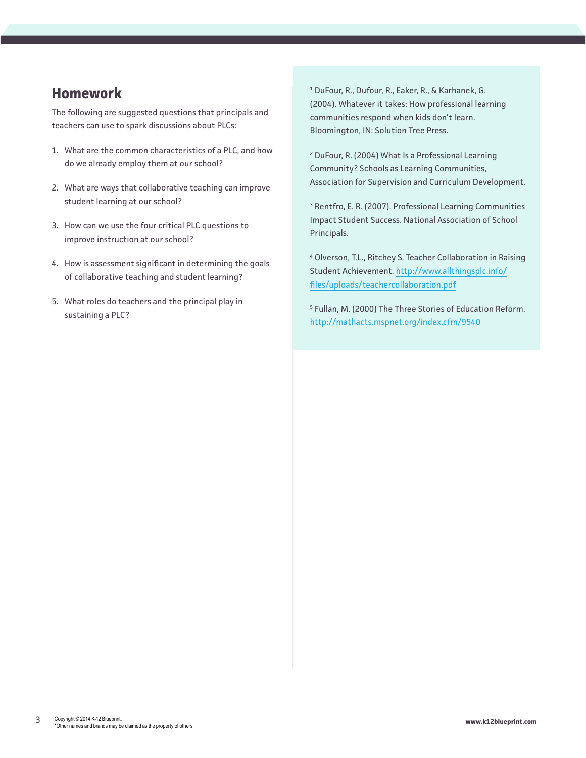## Homework

The following are suggested questions that principals and teachers can use to spark discussions about PLCs:

1. What are the common characteristics of a PLC, and how do we already employ them at our school?
2. What are ways that collaborative teaching can improve student learning at our school?
3. How can we use the four critical PLC questions to improve instruction at our school?
4. How is assessment significant in determining the goals of collaborative teaching and student learning?
5. What roles do teachers and the principal play in sustaining a PLC?

[1] DuFour, R., Dufour, R., Eaker, R., & Karhanek, G. (2004). Whatever it takes: How professional learning communities respond when kids don't learn. Bloomington, IN: Solution Tree Press.

[2] DuFour, R. (2004) What Is a Professional Learning Community? Schools as Learning Communities, Association for Supervision and Curriculum Development.

[3] Rentfro, E. R. (2007). Professional Learning Communities Impact Student Success. National Association of School Principals.

[4] Olverson, T.L., Ritchey S. Teacher Collaboration in Raising Student Achievement. http://www.allthingsplc.info/files/uploads/teachercollaboration.pdf

[5] Fullan, M. (2000) The Three Stories of Education Reform. http://mathacts.mspnet.org/index.cfm/9540

Copyright © 2014 K-12 Blueprint.
*Other names and brands may be claimed as the property of others

www.k12blueprint.com